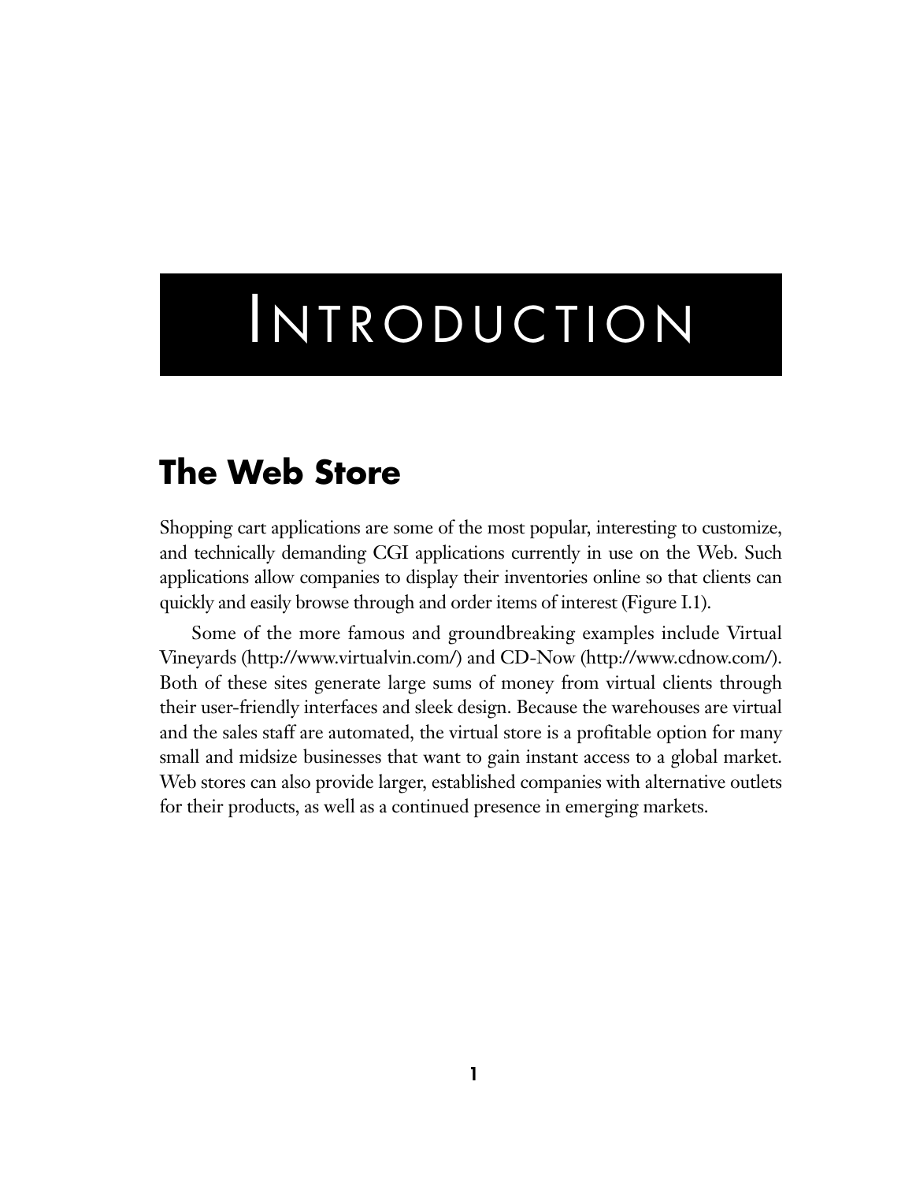# Introduction

## The Web Store

Shopping cart applications are some of the most popular, interesting to customize, and technically demanding CGI applications currently in use on the Web. Such applications allow companies to display their inventories online so that clients can quickly and easily browse through and order items of interest (Figure I.1).

Some of the more famous and groundbreaking examples include Virtual Vineyards (http://www.virtualvin.com/) and CD-Now (http://www.cdnow.com/). Both of these sites generate large sums of money from virtual clients through their user-friendly interfaces and sleek design. Because the warehouses are virtual and the sales staff are automated, the virtual store is a profitable option for many small and midsize businesses that want to gain instant access to a global market. Web stores can also provide larger, established companies with alternative outlets for their products, as well as a continued presence in emerging markets.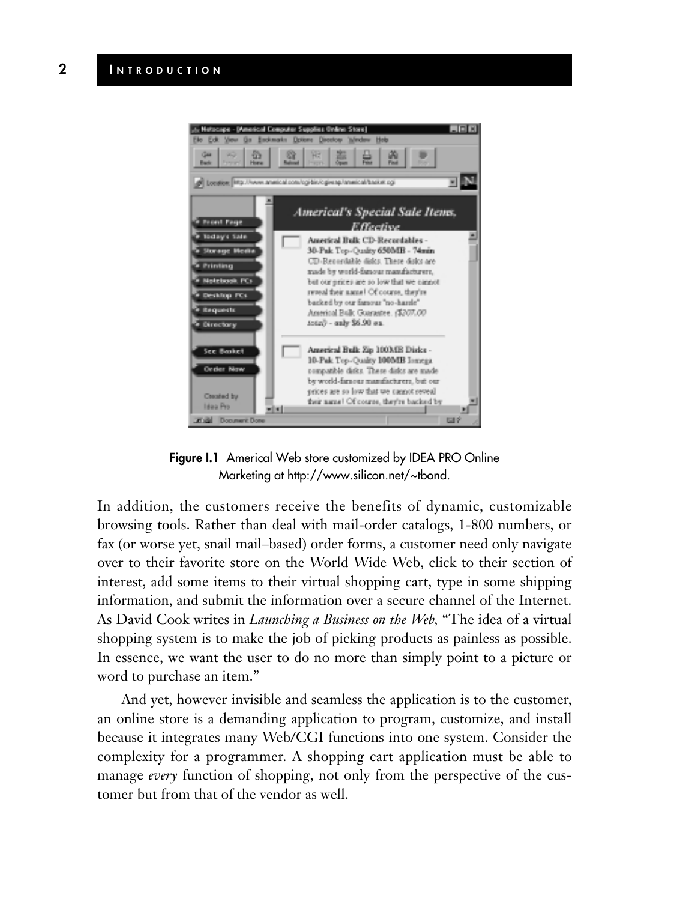**Figure I.1** Americal Web store customized by IDEA PRO Online Marketing at http://www.silicon.net/~tbond.

In addition, the customers receive the benefits of dynamic, customizable browsing tools. Rather than deal with mail-order catalogs, 1-800 numbers, or fax (or worse yet, snail mail–based) order forms, a customer need only navigate over to their favorite store on the World Wide Web, click to their section of interest, add some items to their virtual shopping cart, type in some shipping information, and submit the information over a secure channel of the Internet. As David Cook writes in *Launching a Business on the Web*, "The idea of a virtual shopping system is to make the job of picking products as painless as possible. In essence, we want the user to do no more than simply point to a picture or word to purchase an item."

And yet, however invisible and seamless the application is to the customer, an online store is a demanding application to program, customize, and install because it integrates many Web/CGI functions into one system. Consider the complexity for a programmer. A shopping cart application must be able to manage *every* function of shopping, not only from the perspective of the customer but from that of the vendor as well.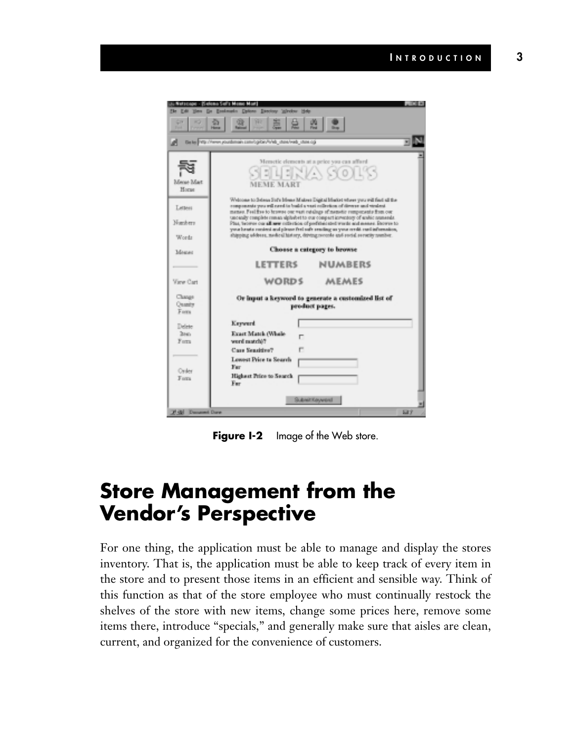**Figure I-2** Image of the Web store.

## Store Management from the Vendor's Perspective

For one thing, the application must be able to manage and display the stores inventory. That is, the application must be able to keep track of every item in the store and to present those items in an efficient and sensible way. Think of this function as that of the store employee who must continually restock the shelves of the store with new items, change some prices here, remove some items there, introduce "specials," and generally make sure that aisles are clean, current, and organized for the convenience of customers.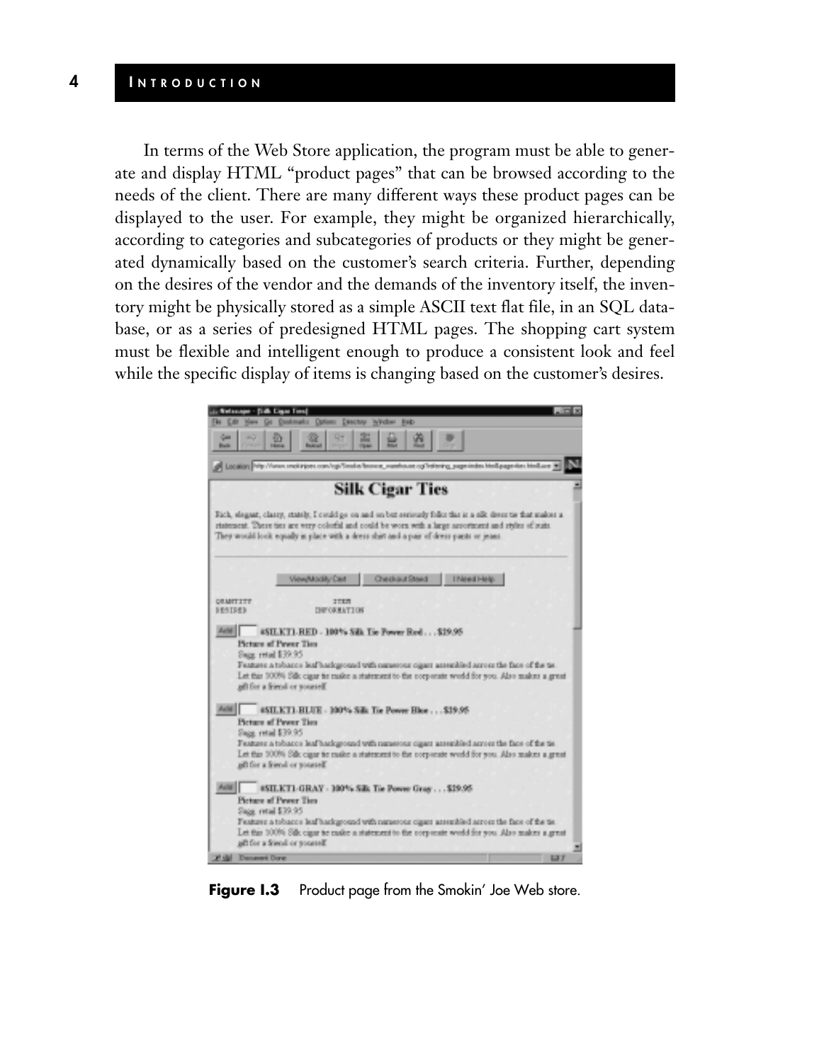In terms of the Web Store application, the program must be able to generate and display HTML "product pages" that can be browsed according to the needs of the client. There are many different ways these product pages can be displayed to the user. For example, they might be organized hierarchically, according to categories and subcategories of products or they might be generated dynamically based on the customer's search criteria. Further, depending on the desires of the vendor and the demands of the inventory itself, the inventory might be physically stored as a simple ASCII text flat file, in an SQL database, or as a series of predesigned HTML pages. The shopping cart system must be flexible and intelligent enough to produce a consistent look and feel while the specific display of items is changing based on the customer's desires.

**Figure I.3** Product page from the Smokin' Joe Web store.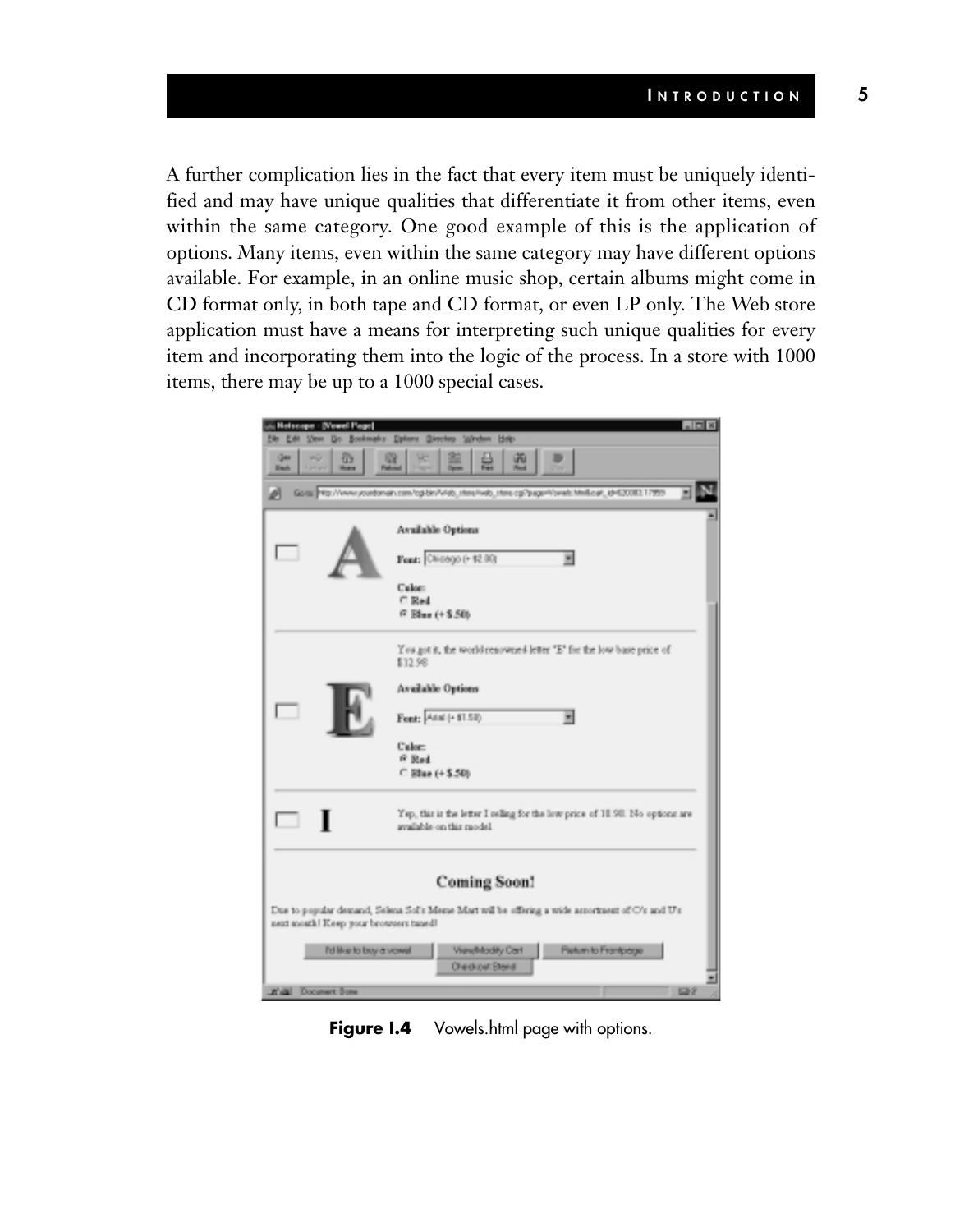A further complication lies in the fact that every item must be uniquely identified and may have unique qualities that differentiate it from other items, even within the same category. One good example of this is the application of options. Many items, even within the same category may have different options available. For example, in an online music shop, certain albums might come in CD format only, in both tape and CD format, or even LP only. The Web store application must have a means for interpreting such unique qualities for every item and incorporating them into the logic of the process. In a store with 1000 items, there may be up to a 1000 special cases.

**Figure I.4** Vowels.html page with options.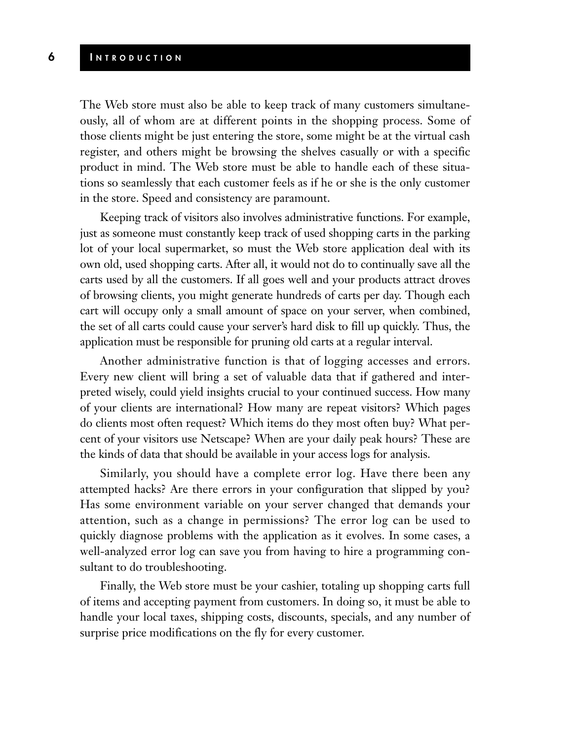The Web store must also be able to keep track of many customers simultaneously, all of whom are at different points in the shopping process. Some of those clients might be just entering the store, some might be at the virtual cash register, and others might be browsing the shelves casually or with a specific product in mind. The Web store must be able to handle each of these situations so seamlessly that each customer feels as if he or she is the only customer in the store. Speed and consistency are paramount.

Keeping track of visitors also involves administrative functions. For example, just as someone must constantly keep track of used shopping carts in the parking lot of your local supermarket, so must the Web store application deal with its own old, used shopping carts. After all, it would not do to continually save all the carts used by all the customers. If all goes well and your products attract droves of browsing clients, you might generate hundreds of carts per day. Though each cart will occupy only a small amount of space on your server, when combined, the set of all carts could cause your server's hard disk to fill up quickly. Thus, the application must be responsible for pruning old carts at a regular interval.

Another administrative function is that of logging accesses and errors. Every new client will bring a set of valuable data that if gathered and interpreted wisely, could yield insights crucial to your continued success. How many of your clients are international? How many are repeat visitors? Which pages do clients most often request? Which items do they most often buy? What percent of your visitors use Netscape? When are your daily peak hours? These are the kinds of data that should be available in your access logs for analysis.

Similarly, you should have a complete error log. Have there been any attempted hacks? Are there errors in your configuration that slipped by you? Has some environment variable on your server changed that demands your attention, such as a change in permissions? The error log can be used to quickly diagnose problems with the application as it evolves. In some cases, a well-analyzed error log can save you from having to hire a programming consultant to do troubleshooting.

Finally, the Web store must be your cashier, totaling up shopping carts full of items and accepting payment from customers. In doing so, it must be able to handle your local taxes, shipping costs, discounts, specials, and any number of surprise price modifications on the fly for every customer.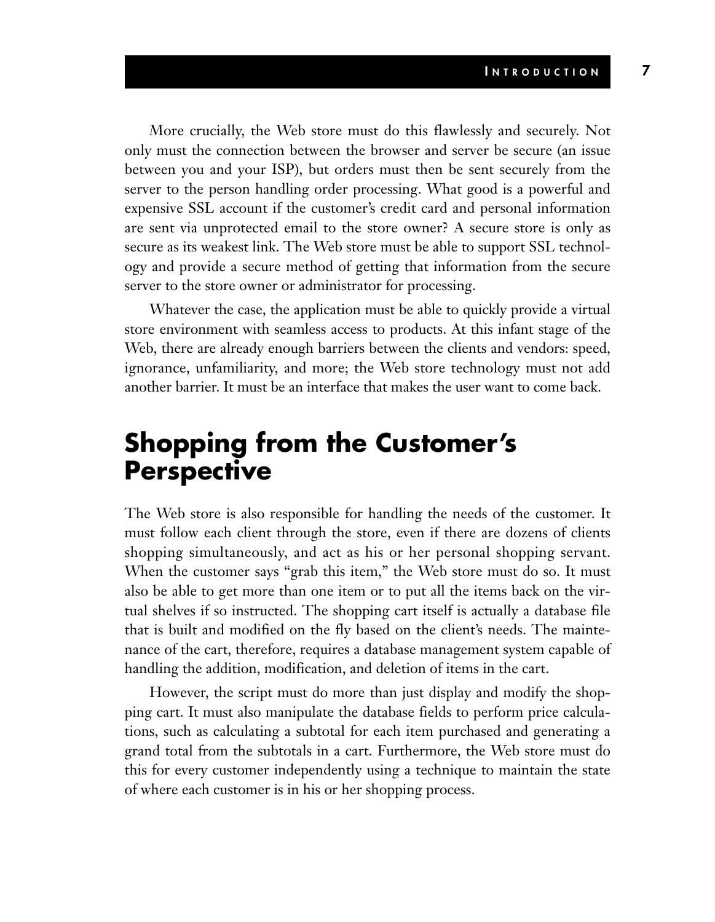More crucially, the Web store must do this flawlessly and securely. Not only must the connection between the browser and server be secure (an issue between you and your ISP), but orders must then be sent securely from the server to the person handling order processing. What good is a powerful and expensive SSL account if the customer's credit card and personal information are sent via unprotected email to the store owner? A secure store is only as secure as its weakest link. The Web store must be able to support SSL technology and provide a secure method of getting that information from the secure server to the store owner or administrator for processing.

Whatever the case, the application must be able to quickly provide a virtual store environment with seamless access to products. At this infant stage of the Web, there are already enough barriers between the clients and vendors: speed, ignorance, unfamiliarity, and more; the Web store technology must not add another barrier. It must be an interface that makes the user want to come back.

## Shopping from the Customer's Perspective

The Web store is also responsible for handling the needs of the customer. It must follow each client through the store, even if there are dozens of clients shopping simultaneously, and act as his or her personal shopping servant. When the customer says "grab this item," the Web store must do so. It must also be able to get more than one item or to put all the items back on the virtual shelves if so instructed. The shopping cart itself is actually a database file that is built and modified on the fly based on the client's needs. The maintenance of the cart, therefore, requires a database management system capable of handling the addition, modification, and deletion of items in the cart.

However, the script must do more than just display and modify the shopping cart. It must also manipulate the database fields to perform price calculations, such as calculating a subtotal for each item purchased and generating a grand total from the subtotals in a cart. Furthermore, the Web store must do this for every customer independently using a technique to maintain the state of where each customer is in his or her shopping process.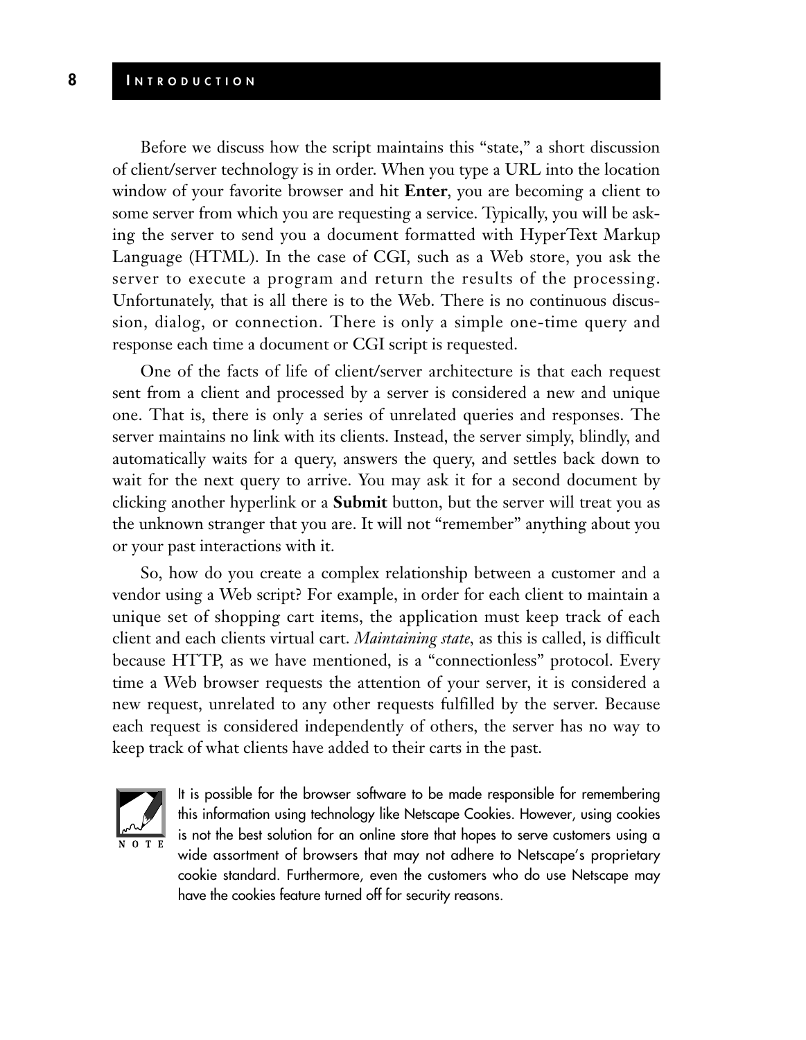Before we discuss how the script maintains this "state," a short discussion of client/server technology is in order. When you type a URL into the location window of your favorite browser and hit **Enter**, you are becoming a client to some server from which you are requesting a service. Typically, you will be asking the server to send you a document formatted with HyperText Markup Language (HTML). In the case of CGI, such as a Web store, you ask the server to execute a program and return the results of the processing. Unfortunately, that is all there is to the Web. There is no continuous discussion, dialog, or connection. There is only a simple one-time query and response each time a document or CGI script is requested.

One of the facts of life of client/server architecture is that each request sent from a client and processed by a server is considered a new and unique one. That is, there is only a series of unrelated queries and responses. The server maintains no link with its clients. Instead, the server simply, blindly, and automatically waits for a query, answers the query, and settles back down to wait for the next query to arrive. You may ask it for a second document by clicking another hyperlink or a **Submit** button, but the server will treat you as the unknown stranger that you are. It will not "remember" anything about you or your past interactions with it.

So, how do you create a complex relationship between a customer and a vendor using a Web script? For example, in order for each client to maintain a unique set of shopping cart items, the application must keep track of each client and each clients virtual cart. *Maintaining state,* as this is called, is difficult because HTTP, as we have mentioned, is a "connectionless" protocol. Every time a Web browser requests the attention of your server, it is considered a new request, unrelated to any other requests fulfilled by the server. Because each request is considered independently of others, the server has no way to keep track of what clients have added to their carts in the past.

> **NOTE**
>
> It is possible for the browser software to be made responsible for remembering this information using technology like Netscape Cookies. However, using cookies is not the best solution for an online store that hopes to serve customers using a wide assortment of browsers that may not adhere to Netscape's proprietary cookie standard. Furthermore, even the customers who do use Netscape may have the cookies feature turned off for security reasons.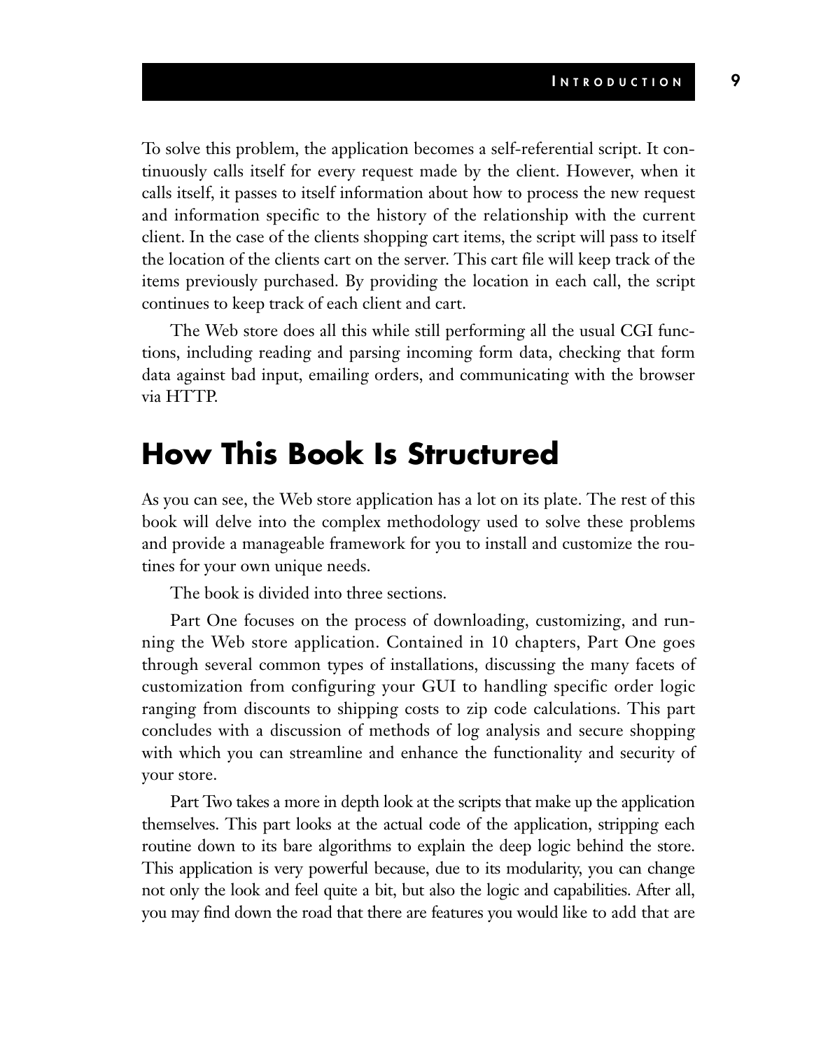To solve this problem, the application becomes a self-referential script. It continuously calls itself for every request made by the client. However, when it calls itself, it passes to itself information about how to process the new request and information specific to the history of the relationship with the current client. In the case of the clients shopping cart items, the script will pass to itself the location of the clients cart on the server. This cart file will keep track of the items previously purchased. By providing the location in each call, the script continues to keep track of each client and cart.

The Web store does all this while still performing all the usual CGI functions, including reading and parsing incoming form data, checking that form data against bad input, emailing orders, and communicating with the browser via HTTP.

## How This Book Is Structured

As you can see, the Web store application has a lot on its plate. The rest of this book will delve into the complex methodology used to solve these problems and provide a manageable framework for you to install and customize the routines for your own unique needs.

The book is divided into three sections.

Part One focuses on the process of downloading, customizing, and running the Web store application. Contained in 10 chapters, Part One goes through several common types of installations, discussing the many facets of customization from configuring your GUI to handling specific order logic ranging from discounts to shipping costs to zip code calculations. This part concludes with a discussion of methods of log analysis and secure shopping with which you can streamline and enhance the functionality and security of your store.

Part Two takes a more in depth look at the scripts that make up the application themselves. This part looks at the actual code of the application, stripping each routine down to its bare algorithms to explain the deep logic behind the store. This application is very powerful because, due to its modularity, you can change not only the look and feel quite a bit, but also the logic and capabilities. After all, you may find down the road that there are features you would like to add that are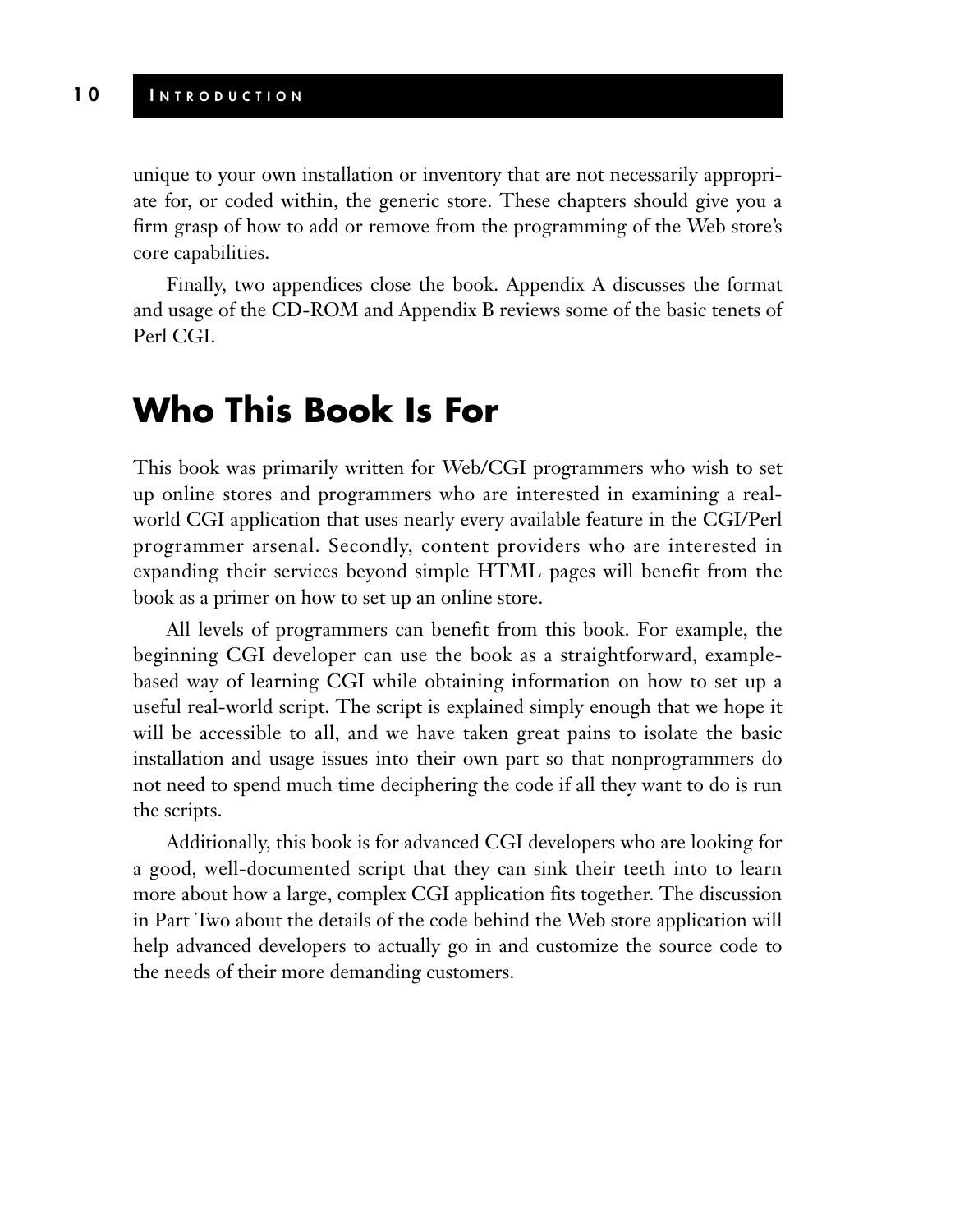unique to your own installation or inventory that are not necessarily appropriate for, or coded within, the generic store. These chapters should give you a firm grasp of how to add or remove from the programming of the Web store's core capabilities.

Finally, two appendices close the book. Appendix A discusses the format and usage of the CD-ROM and Appendix B reviews some of the basic tenets of Perl CGI.

# Who This Book Is For

This book was primarily written for Web/CGI programmers who wish to set up online stores and programmers who are interested in examining a real-world CGI application that uses nearly every available feature in the CGI/Perl programmer arsenal. Secondly, content providers who are interested in expanding their services beyond simple HTML pages will benefit from the book as a primer on how to set up an online store.

All levels of programmers can benefit from this book. For example, the beginning CGI developer can use the book as a straightforward, example-based way of learning CGI while obtaining information on how to set up a useful real-world script. The script is explained simply enough that we hope it will be accessible to all, and we have taken great pains to isolate the basic installation and usage issues into their own part so that nonprogrammers do not need to spend much time deciphering the code if all they want to do is run the scripts.

Additionally, this book is for advanced CGI developers who are looking for a good, well-documented script that they can sink their teeth into to learn more about how a large, complex CGI application fits together. The discussion in Part Two about the details of the code behind the Web store application will help advanced developers to actually go in and customize the source code to the needs of their more demanding customers.